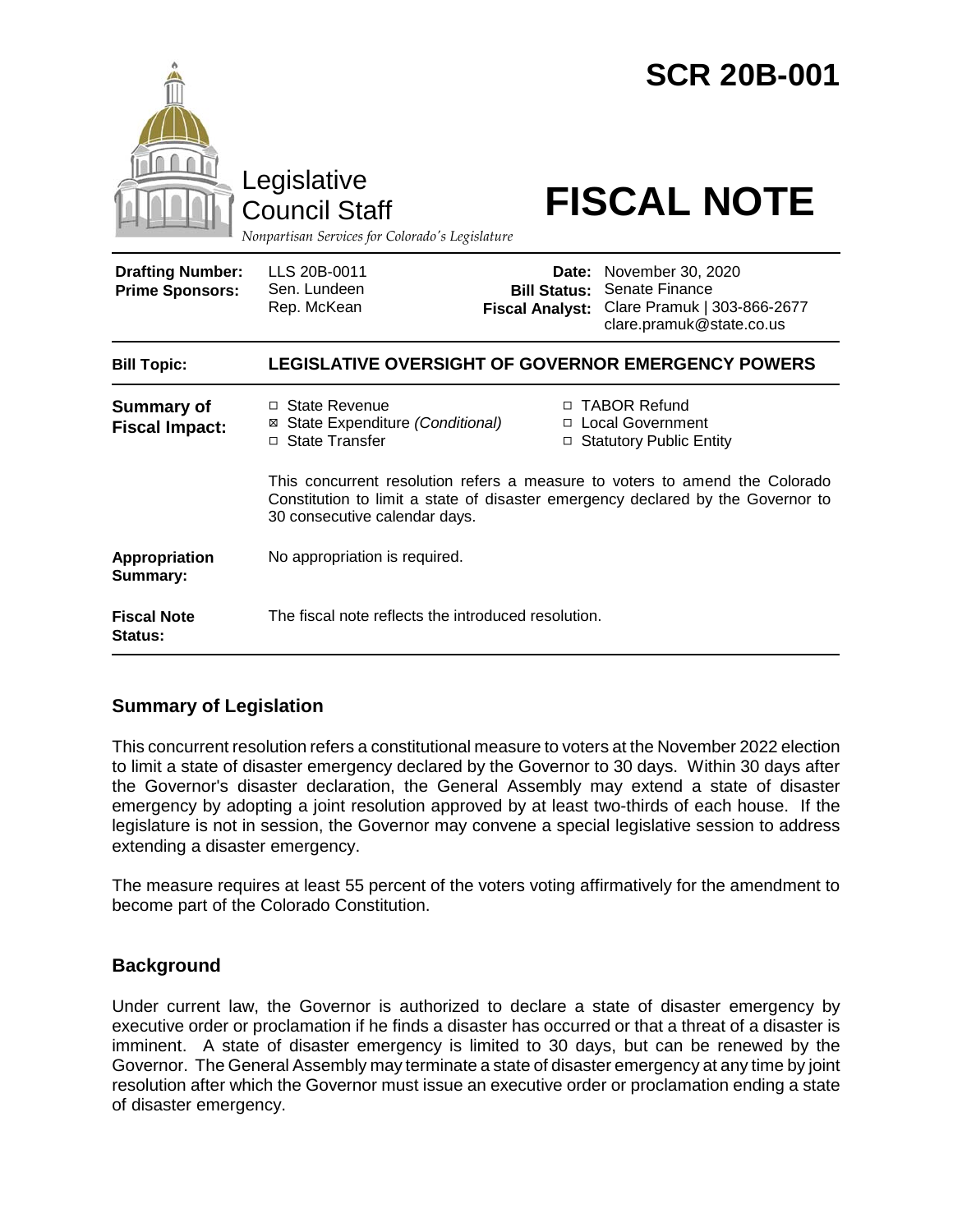# SCR 20B-001

Legislative Council Staff

*Nonpartisan Services for Colorado's Legislature*

# FISCAL NOTE

| | | | |
|---|---|---|---|
| **Drafting Number:** | LLS 20B-0011 | **Date:** | November 30, 2020 |
| **Prime Sponsors:** | Sen. Lundeen<br>Rep. McKean | **Bill Status:** | Senate Finance |
| | | **Fiscal Analyst:** | Clare Pramuk \| 303-866-2677<br>clare.pramuk@state.co.us |

**Bill Topic:** **LEGISLATIVE OVERSIGHT OF GOVERNOR EMERGENCY POWERS**

**Summary of Fiscal Impact:**

- ☐ State Revenue
- ☒ State Expenditure *(Conditional)*
- ☐ State Transfer
- ☐ TABOR Refund
- ☐ Local Government
- ☐ Statutory Public Entity

This concurrent resolution refers a measure to voters to amend the Colorado Constitution to limit a state of disaster emergency declared by the Governor to 30 consecutive calendar days.

**Appropriation Summary:** No appropriation is required.

**Fiscal Note Status:** The fiscal note reflects the introduced resolution.

## Summary of Legislation

This concurrent resolution refers a constitutional measure to voters at the November 2022 election to limit a state of disaster emergency declared by the Governor to 30 days. Within 30 days after the Governor's disaster declaration, the General Assembly may extend a state of disaster emergency by adopting a joint resolution approved by at least two-thirds of each house. If the legislature is not in session, the Governor may convene a special legislative session to address extending a disaster emergency.

The measure requires at least 55 percent of the voters voting affirmatively for the amendment to become part of the Colorado Constitution.

## Background

Under current law, the Governor is authorized to declare a state of disaster emergency by executive order or proclamation if he finds a disaster has occurred or that a threat of a disaster is imminent. A state of disaster emergency is limited to 30 days, but can be renewed by the Governor. The General Assembly may terminate a state of disaster emergency at any time by joint resolution after which the Governor must issue an executive order or proclamation ending a state of disaster emergency.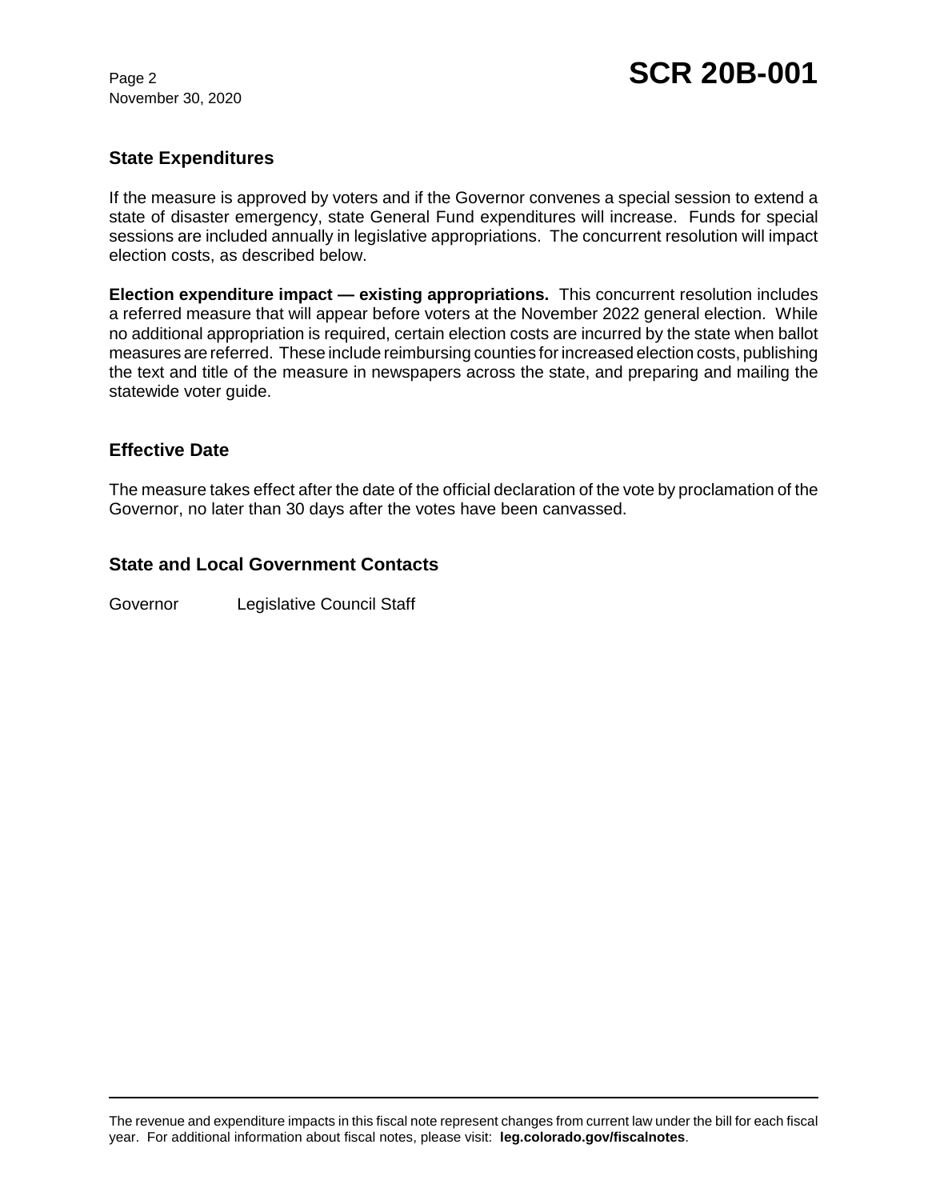## State Expenditures

If the measure is approved by voters and if the Governor convenes a special session to extend a state of disaster emergency, state General Fund expenditures will increase. Funds for special sessions are included annually in legislative appropriations. The concurrent resolution will impact election costs, as described below.

**Election expenditure impact — existing appropriations.** This concurrent resolution includes a referred measure that will appear before voters at the November 2022 general election. While no additional appropriation is required, certain election costs are incurred by the state when ballot measures are referred. These include reimbursing counties for increased election costs, publishing the text and title of the measure in newspapers across the state, and preparing and mailing the statewide voter guide.

## Effective Date

The measure takes effect after the date of the official declaration of the vote by proclamation of the Governor, no later than 30 days after the votes have been canvassed.

## State and Local Government Contacts

Governor Legislative Council Staff

The revenue and expenditure impacts in this fiscal note represent changes from current law under the bill for each fiscal year. For additional information about fiscal notes, please visit: **leg.colorado.gov/fiscalnotes**.